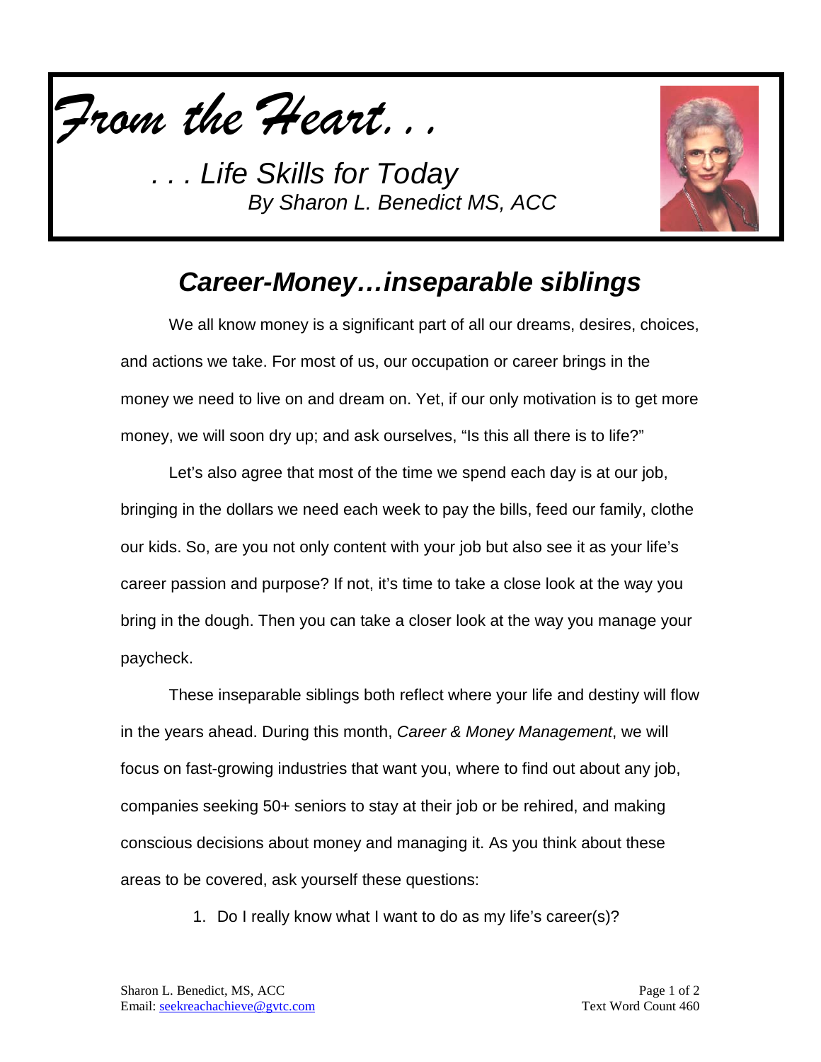*From the Heart. . .*

*. . . Life Skills for Today*

*By Sharon L. Benedict MS, ACC*

## ***Career-Money…inseparable siblings***

We all know money is a significant part of all our dreams, desires, choices, and actions we take. For most of us, our occupation or career brings in the money we need to live on and dream on. Yet, if our only motivation is to get more money, we will soon dry up; and ask ourselves, "Is this all there is to life?"

Let's also agree that most of the time we spend each day is at our job, bringing in the dollars we need each week to pay the bills, feed our family, clothe our kids. So, are you not only content with your job but also see it as your life's career passion and purpose? If not, it's time to take a close look at the way you bring in the dough. Then you can take a closer look at the way you manage your paycheck.

These inseparable siblings both reflect where your life and destiny will flow in the years ahead. During this month, *Career & Money Management*, we will focus on fast-growing industries that want you, where to find out about any job, companies seeking 50+ seniors to stay at their job or be rehired, and making conscious decisions about money and managing it. As you think about these areas to be covered, ask yourself these questions:

1. Do I really know what I want to do as my life's career(s)?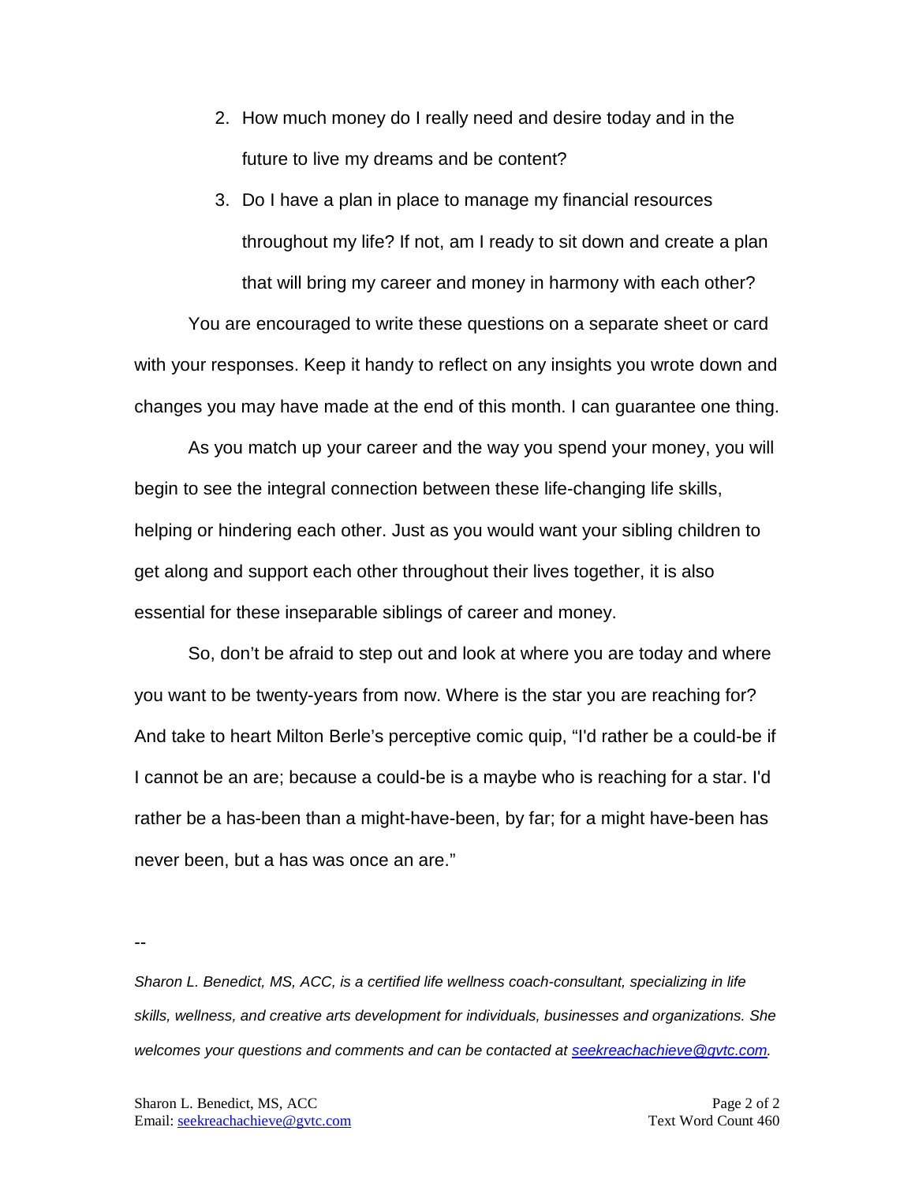2. How much money do I really need and desire today and in the future to live my dreams and be content?
3. Do I have a plan in place to manage my financial resources throughout my life? If not, am I ready to sit down and create a plan that will bring my career and money in harmony with each other?

You are encouraged to write these questions on a separate sheet or card with your responses. Keep it handy to reflect on any insights you wrote down and changes you may have made at the end of this month. I can guarantee one thing.

As you match up your career and the way you spend your money, you will begin to see the integral connection between these life-changing life skills, helping or hindering each other. Just as you would want your sibling children to get along and support each other throughout their lives together, it is also essential for these inseparable siblings of career and money.

So, don't be afraid to step out and look at where you are today and where you want to be twenty-years from now. Where is the star you are reaching for? And take to heart Milton Berle's perceptive comic quip, "I'd rather be a could-be if I cannot be an are; because a could-be is a maybe who is reaching for a star. I'd rather be a has-been than a might-have-been, by far; for a might have-been has never been, but a has was once an are."

--

*Sharon L. Benedict, MS, ACC, is a certified life wellness coach-consultant, specializing in life skills, wellness, and creative arts development for individuals, businesses and organizations. She welcomes your questions and comments and can be contacted at [seekreachachieve@gvtc.com](mailto:seekreachachieve@gvtc.com).*

Sharon L. Benedict, MS, ACC
Email: [seekreachachieve@gvtc.com](mailto:seekreachachieve@gvtc.com)

Text Word Count 460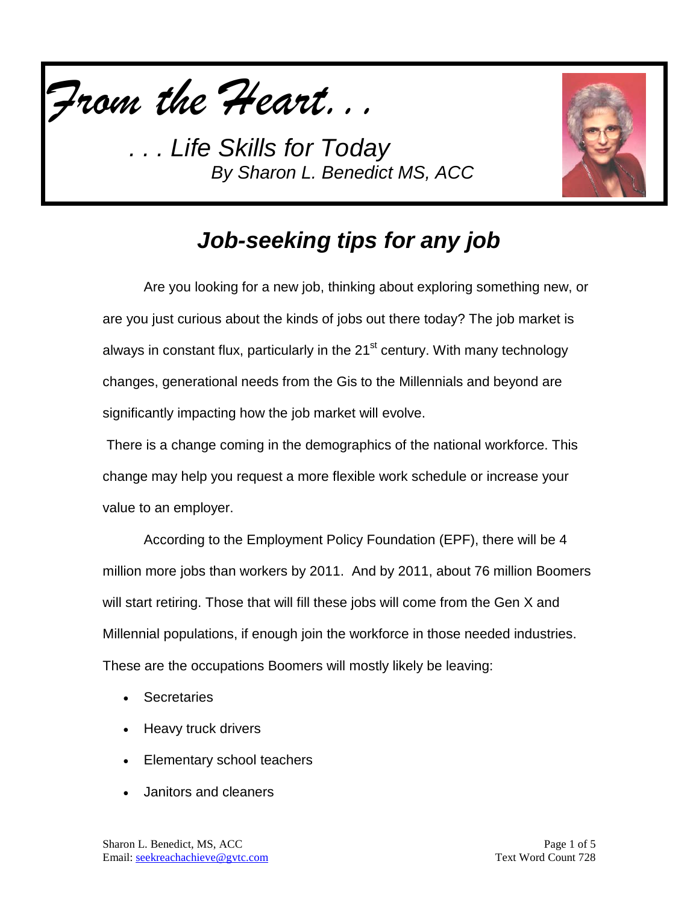*From the Heart. . .*

*. . . Life Skills for Today*
*By Sharon L. Benedict MS, ACC*

## *Job-seeking tips for any job*

Are you looking for a new job, thinking about exploring something new, or are you just curious about the kinds of jobs out there today? The job market is always in constant flux, particularly in the 21st century. With many technology changes, generational needs from the Gis to the Millennials and beyond are significantly impacting how the job market will evolve.

There is a change coming in the demographics of the national workforce. This change may help you request a more flexible work schedule or increase your value to an employer.

According to the Employment Policy Foundation (EPF), there will be 4 million more jobs than workers by 2011. And by 2011, about 76 million Boomers will start retiring. Those that will fill these jobs will come from the Gen X and Millennial populations, if enough join the workforce in those needed industries. These are the occupations Boomers will mostly likely be leaving:

- Secretaries
- Heavy truck drivers
- Elementary school teachers
- Janitors and cleaners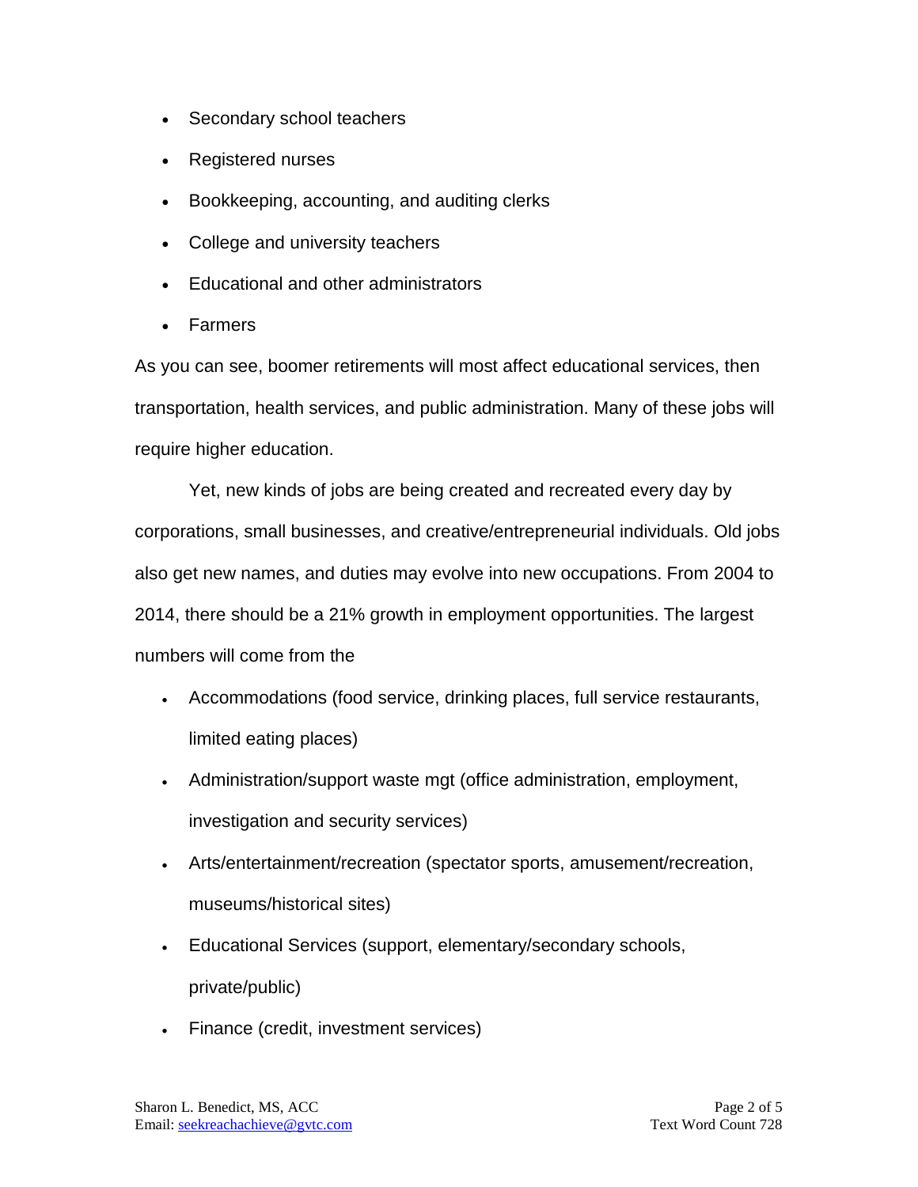- Secondary school teachers
- Registered nurses
- Bookkeeping, accounting, and auditing clerks
- College and university teachers
- Educational and other administrators
- Farmers

As you can see, boomer retirements will most affect educational services, then transportation, health services, and public administration. Many of these jobs will require higher education.

Yet, new kinds of jobs are being created and recreated every day by corporations, small businesses, and creative/entrepreneurial individuals. Old jobs also get new names, and duties may evolve into new occupations. From 2004 to 2014, there should be a 21% growth in employment opportunities. The largest numbers will come from the

- Accommodations (food service, drinking places, full service restaurants, limited eating places)
- Administration/support waste mgt (office administration, employment, investigation and security services)
- Arts/entertainment/recreation (spectator sports, amusement/recreation, museums/historical sites)
- Educational Services (support, elementary/secondary schools, private/public)
- Finance (credit, investment services)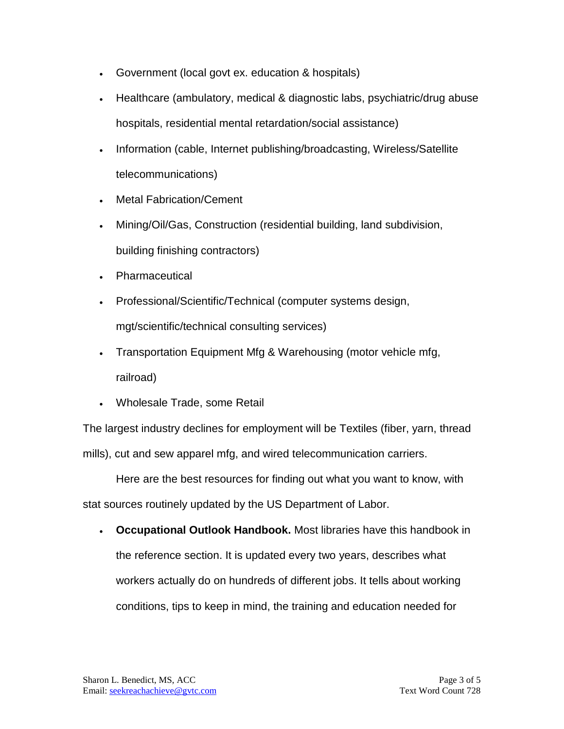- Government (local govt ex. education & hospitals)
- Healthcare (ambulatory, medical & diagnostic labs, psychiatric/drug abuse hospitals, residential mental retardation/social assistance)
- Information (cable, Internet publishing/broadcasting, Wireless/Satellite telecommunications)
- Metal Fabrication/Cement
- Mining/Oil/Gas, Construction (residential building, land subdivision, building finishing contractors)
- Pharmaceutical
- Professional/Scientific/Technical (computer systems design, mgt/scientific/technical consulting services)
- Transportation Equipment Mfg & Warehousing (motor vehicle mfg, railroad)
- Wholesale Trade, some Retail

The largest industry declines for employment will be Textiles (fiber, yarn, thread mills), cut and sew apparel mfg, and wired telecommunication carriers.

Here are the best resources for finding out what you want to know, with stat sources routinely updated by the US Department of Labor.

- **Occupational Outlook Handbook.** Most libraries have this handbook in the reference section. It is updated every two years, describes what workers actually do on hundreds of different jobs. It tells about working conditions, tips to keep in mind, the training and education needed for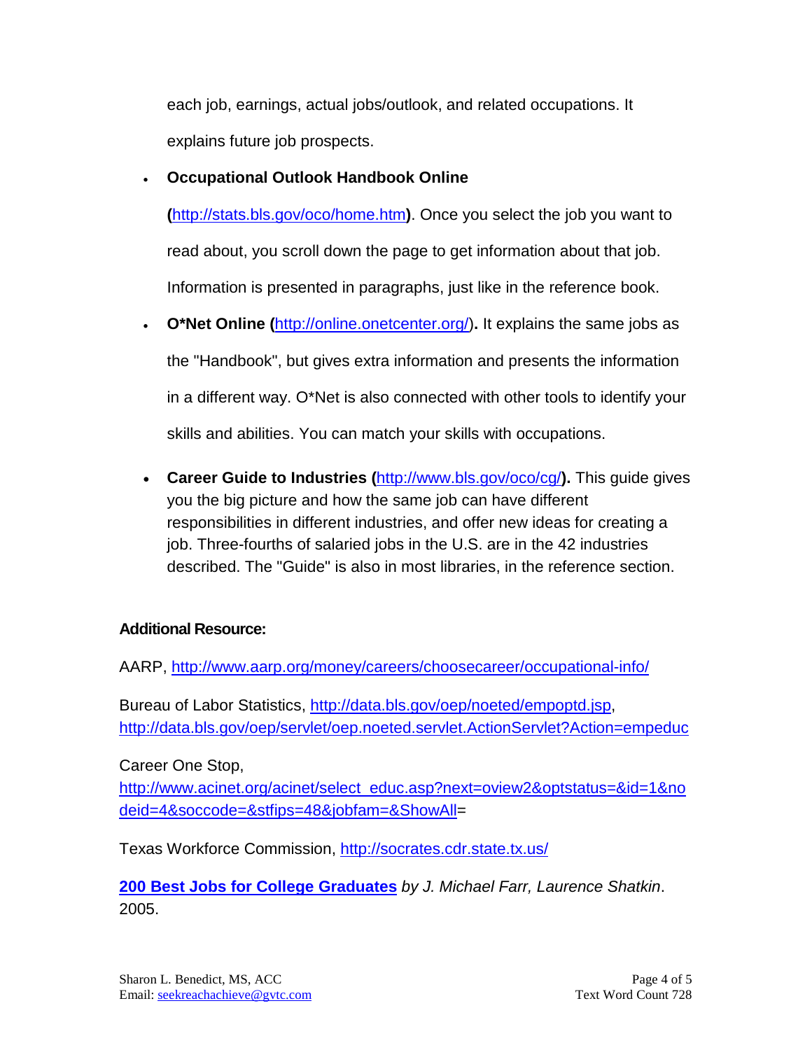each job, earnings, actual jobs/outlook, and related occupations. It explains future job prospects.

- **Occupational Outlook Handbook Online (**[http://stats.bls.gov/oco/home.htm](http://stats.bls.gov/oco/home.htm)**)**. Once you select the job you want to read about, you scroll down the page to get information about that job. Information is presented in paragraphs, just like in the reference book.
- **O*Net Online (**[http://online.onetcenter.org/](http://online.onetcenter.org/))**.** It explains the same jobs as the "Handbook", but gives extra information and presents the information in a different way. O*Net is also connected with other tools to identify your skills and abilities. You can match your skills with occupations.
- **Career Guide to Industries (**[http://www.bls.gov/oco/cg/](http://www.bls.gov/oco/cg/)**).** This guide gives you the big picture and how the same job can have different responsibilities in different industries, and offer new ideas for creating a job. Three-fourths of salaried jobs in the U.S. are in the 42 industries described. The "Guide" is also in most libraries, in the reference section.

**Additional Resource:**

AARP, [http://www.aarp.org/money/careers/choosecareer/occupational-info/](http://www.aarp.org/money/careers/choosecareer/occupational-info/)

Bureau of Labor Statistics, [http://data.bls.gov/oep/noeted/empoptd.jsp](http://data.bls.gov/oep/noeted/empoptd.jsp), [http://data.bls.gov/oep/servlet/oep.noeted.servlet.ActionServlet?Action=empeduc](http://data.bls.gov/oep/servlet/oep.noeted.servlet.ActionServlet?Action=empeduc)

Career One Stop, [http://www.acinet.org/acinet/select_educ.asp?next=oview2&optstatus=&id=1&nodeid=4&soccode=&stfips=48&jobfam=&ShowAll](http://www.acinet.org/acinet/select_educ.asp?next=oview2&optstatus=&id=1&nodeid=4&soccode=&stfips=48&jobfam=&ShowAll)=

Texas Workforce Commission, [http://socrates.cdr.state.tx.us/](http://socrates.cdr.state.tx.us/)

**200 Best Jobs for College Graduates** *by J. Michael Farr, Laurence Shatkin*. 2005.

Sharon L. Benedict, MS, ACC
Email: seekreachachieve@gvtc.com

Text Word Count 728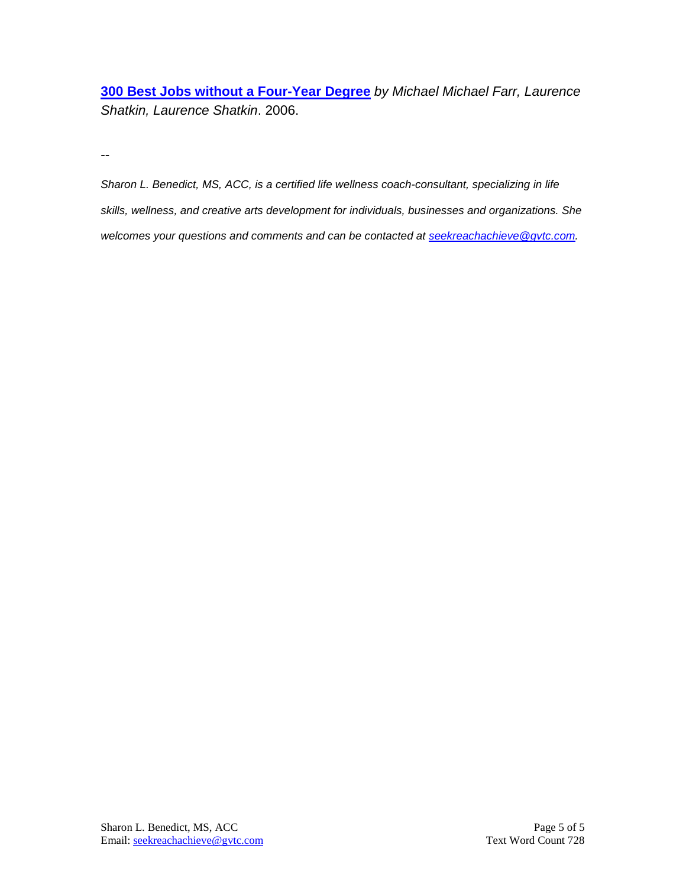**300 Best Jobs without a Four-Year Degree** *by Michael Michael Farr, Laurence Shatkin, Laurence Shatkin*. 2006.

--

*Sharon L. Benedict, MS, ACC, is a certified life wellness coach-consultant, specializing in life skills, wellness, and creative arts development for individuals, businesses and organizations. She welcomes your questions and comments and can be contacted at seekreachachieve@gvtc.com.*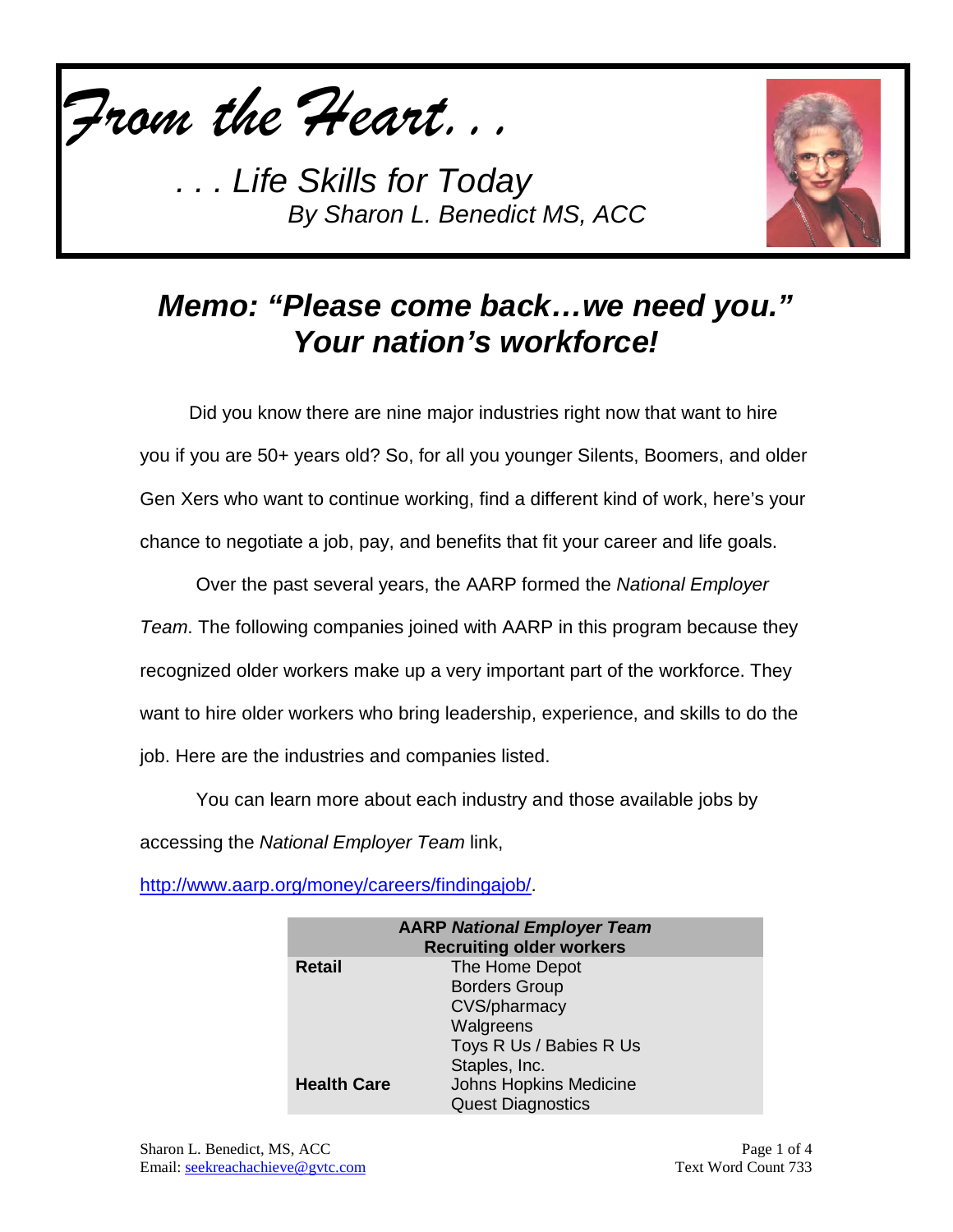# *From the Heart. . .*

*. . . Life Skills for Today*
*By Sharon L. Benedict MS, ACC*

## *Memo: "Please come back…we need you." Your nation's workforce!*

Did you know there are nine major industries right now that want to hire you if you are 50+ years old? So, for all you younger Silents, Boomers, and older Gen Xers who want to continue working, find a different kind of work, here's your chance to negotiate a job, pay, and benefits that fit your career and life goals.

Over the past several years, the AARP formed the *National Employer Team*. The following companies joined with AARP in this program because they recognized older workers make up a very important part of the workforce. They want to hire older workers who bring leadership, experience, and skills to do the job. Here are the industries and companies listed.

You can learn more about each industry and those available jobs by accessing the *National Employer Team* link, http://www.aarp.org/money/careers/findingajob/.

| **AARP *National Employer Team* Recruiting older workers** | |
|---|---|
| **Retail** | The Home Depot |
| | Borders Group |
| | CVS/pharmacy |
| | Walgreens |
| | Toys R Us / Babies R Us |
| | Staples, Inc. |
| **Health Care** | Johns Hopkins Medicine |
| | Quest Diagnostics |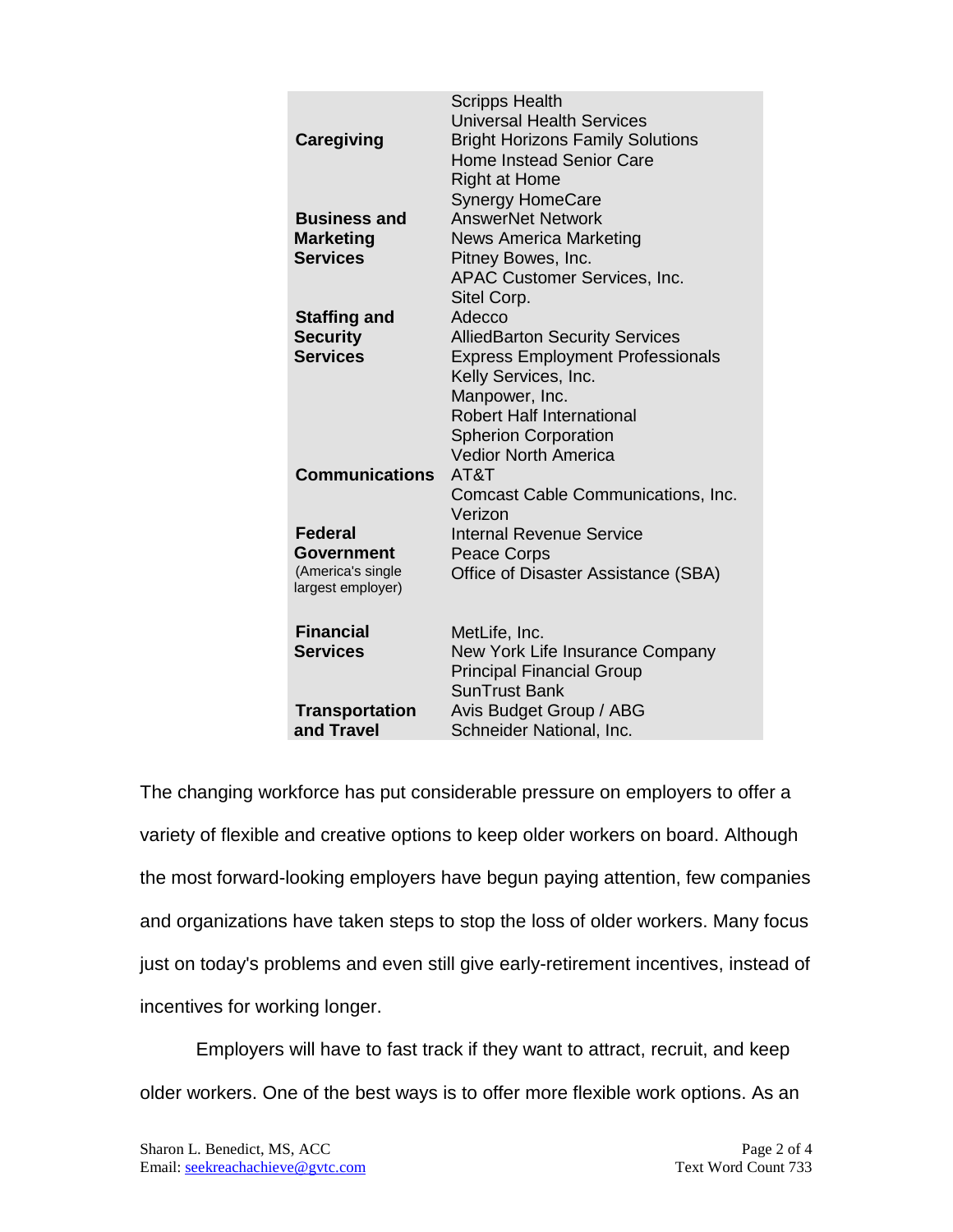| | |
|---|---|
| **Caregiving** | Scripps Health<br>Universal Health Services<br>Bright Horizons Family Solutions<br>Home Instead Senior Care<br>Right at Home<br>Synergy HomeCare |
| **Business and Marketing Services** | AnswerNet Network<br>News America Marketing<br>Pitney Bowes, Inc.<br>APAC Customer Services, Inc.<br>Sitel Corp. |
| **Staffing and Security Services** | Adecco<br>AlliedBarton Security Services<br>Express Employment Professionals<br>Kelly Services, Inc.<br>Manpower, Inc.<br>Robert Half International<br>Spherion Corporation<br>Vedior North America |
| **Communications** | AT&T<br>Comcast Cable Communications, Inc.<br>Verizon |
| **Federal Government** (America's single largest employer) | Internal Revenue Service<br>Peace Corps<br>Office of Disaster Assistance (SBA) |
| **Financial Services** | MetLife, Inc.<br>New York Life Insurance Company<br>Principal Financial Group<br>SunTrust Bank |
| **Transportation and Travel** | Avis Budget Group / ABG<br>Schneider National, Inc. |

The changing workforce has put considerable pressure on employers to offer a variety of flexible and creative options to keep older workers on board. Although the most forward-looking employers have begun paying attention, few companies and organizations have taken steps to stop the loss of older workers. Many focus just on today's problems and even still give early-retirement incentives, instead of incentives for working longer.

Employers will have to fast track if they want to attract, recruit, and keep older workers. One of the best ways is to offer more flexible work options. As an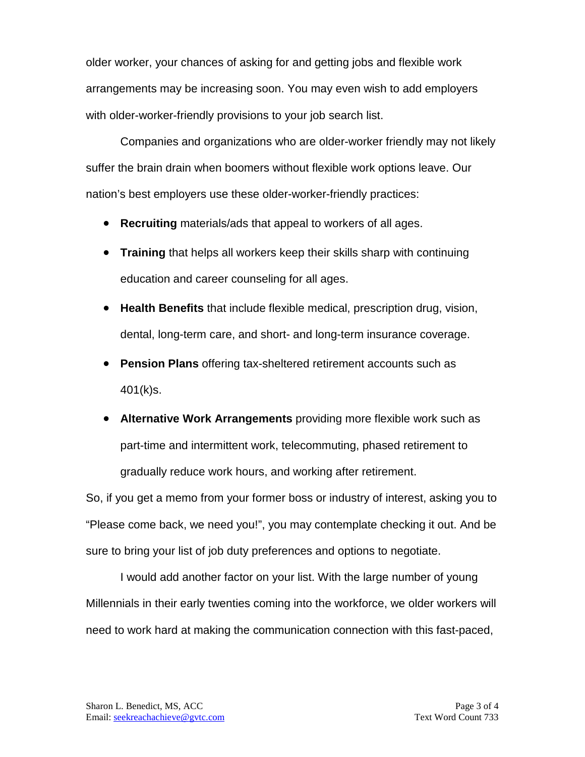older worker, your chances of asking for and getting jobs and flexible work arrangements may be increasing soon. You may even wish to add employers with older-worker-friendly provisions to your job search list.

Companies and organizations who are older-worker friendly may not likely suffer the brain drain when boomers without flexible work options leave. Our nation's best employers use these older-worker-friendly practices:

- **Recruiting** materials/ads that appeal to workers of all ages.
- **Training** that helps all workers keep their skills sharp with continuing education and career counseling for all ages.
- **Health Benefits** that include flexible medical, prescription drug, vision, dental, long-term care, and short- and long-term insurance coverage.
- **Pension Plans** offering tax-sheltered retirement accounts such as 401(k)s.
- **Alternative Work Arrangements** providing more flexible work such as part-time and intermittent work, telecommuting, phased retirement to gradually reduce work hours, and working after retirement.

So, if you get a memo from your former boss or industry of interest, asking you to "Please come back, we need you!", you may contemplate checking it out. And be sure to bring your list of job duty preferences and options to negotiate.

I would add another factor on your list. With the large number of young Millennials in their early twenties coming into the workforce, we older workers will need to work hard at making the communication connection with this fast-paced,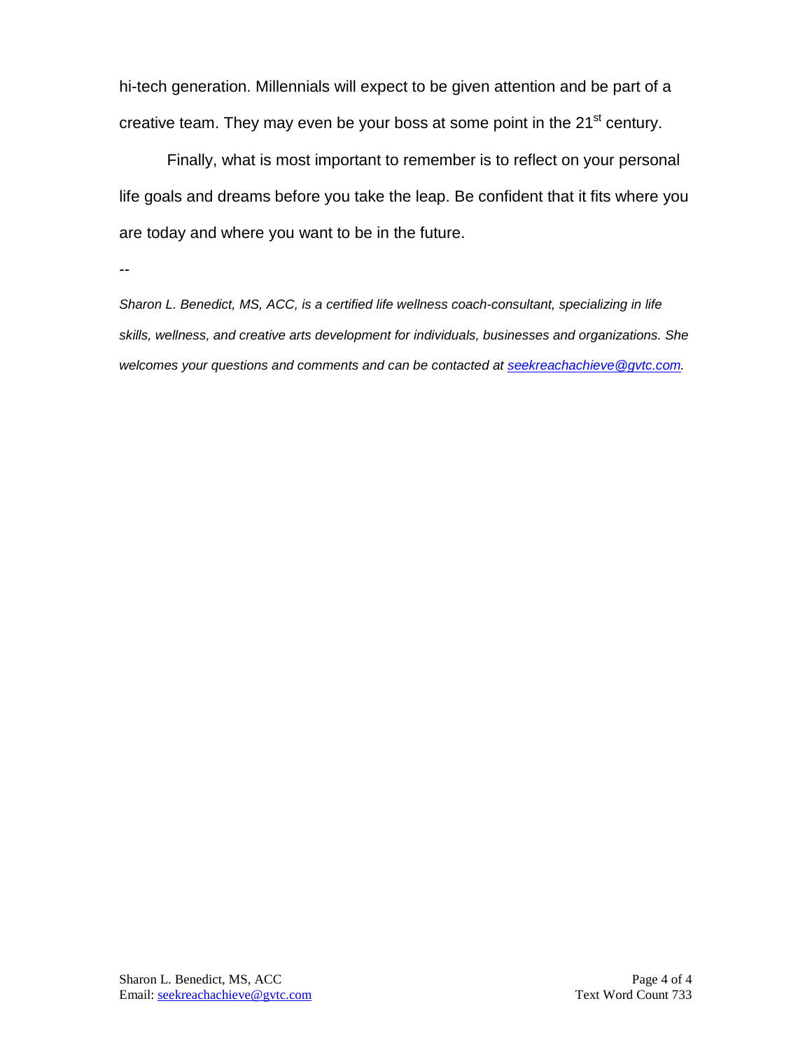hi-tech generation. Millennials will expect to be given attention and be part of a creative team. They may even be your boss at some point in the 21st century.

Finally, what is most important to remember is to reflect on your personal life goals and dreams before you take the leap. Be confident that it fits where you are today and where you want to be in the future.

--

*Sharon L. Benedict, MS, ACC, is a certified life wellness coach-consultant, specializing in life skills, wellness, and creative arts development for individuals, businesses and organizations. She welcomes your questions and comments and can be contacted at seekreachachieve@gvtc.com.*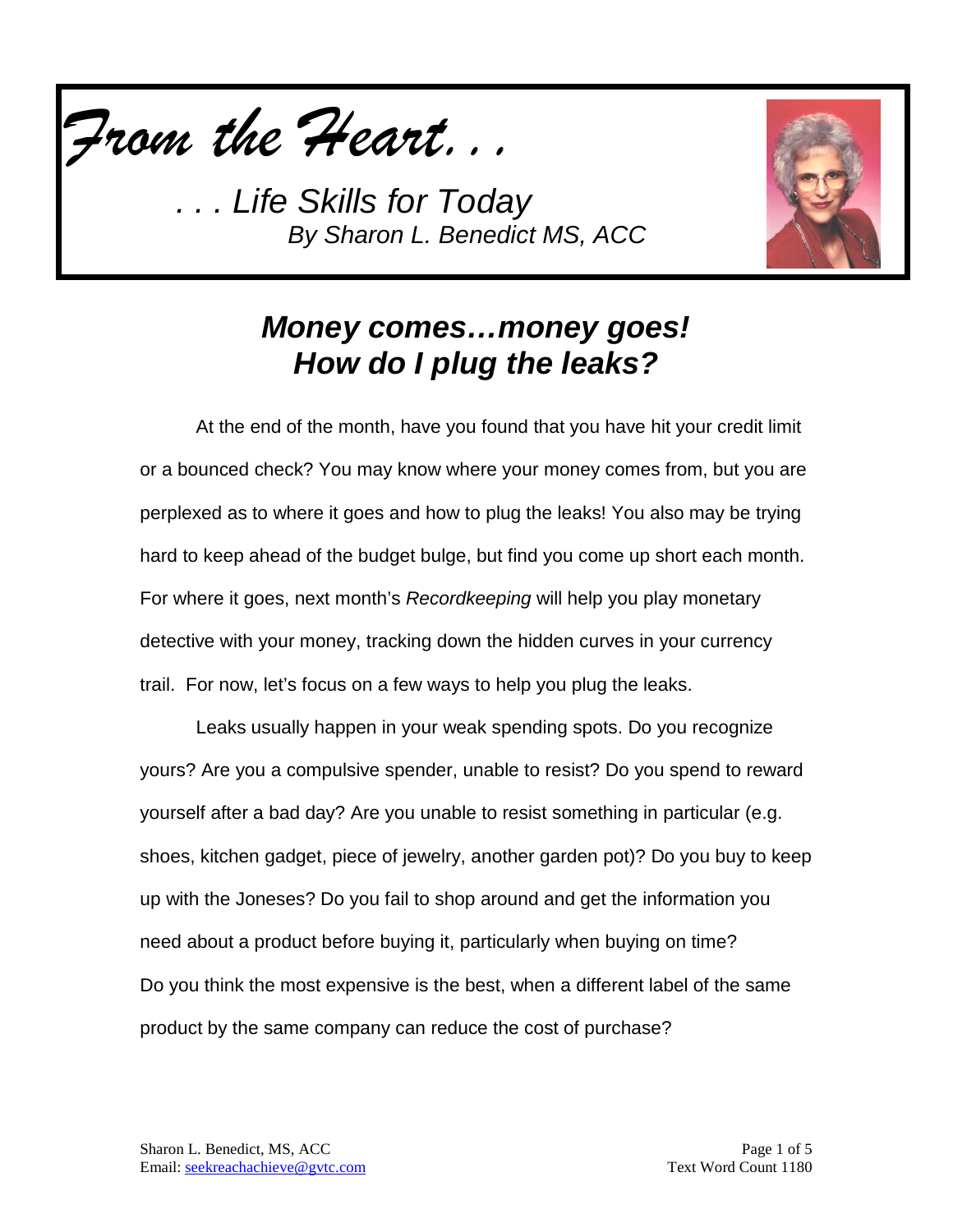*From the Heart. . .*

*. . . Life Skills for Today*
*By Sharon L. Benedict MS, ACC*

## *Money comes…money goes! How do I plug the leaks?*

At the end of the month, have you found that you have hit your credit limit or a bounced check? You may know where your money comes from, but you are perplexed as to where it goes and how to plug the leaks! You also may be trying hard to keep ahead of the budget bulge, but find you come up short each month. For where it goes, next month's *Recordkeeping* will help you play monetary detective with your money, tracking down the hidden curves in your currency trail. For now, let's focus on a few ways to help you plug the leaks.

Leaks usually happen in your weak spending spots. Do you recognize yours? Are you a compulsive spender, unable to resist? Do you spend to reward yourself after a bad day? Are you unable to resist something in particular (e.g. shoes, kitchen gadget, piece of jewelry, another garden pot)? Do you buy to keep up with the Joneses? Do you fail to shop around and get the information you need about a product before buying it, particularly when buying on time? Do you think the most expensive is the best, when a different label of the same product by the same company can reduce the cost of purchase?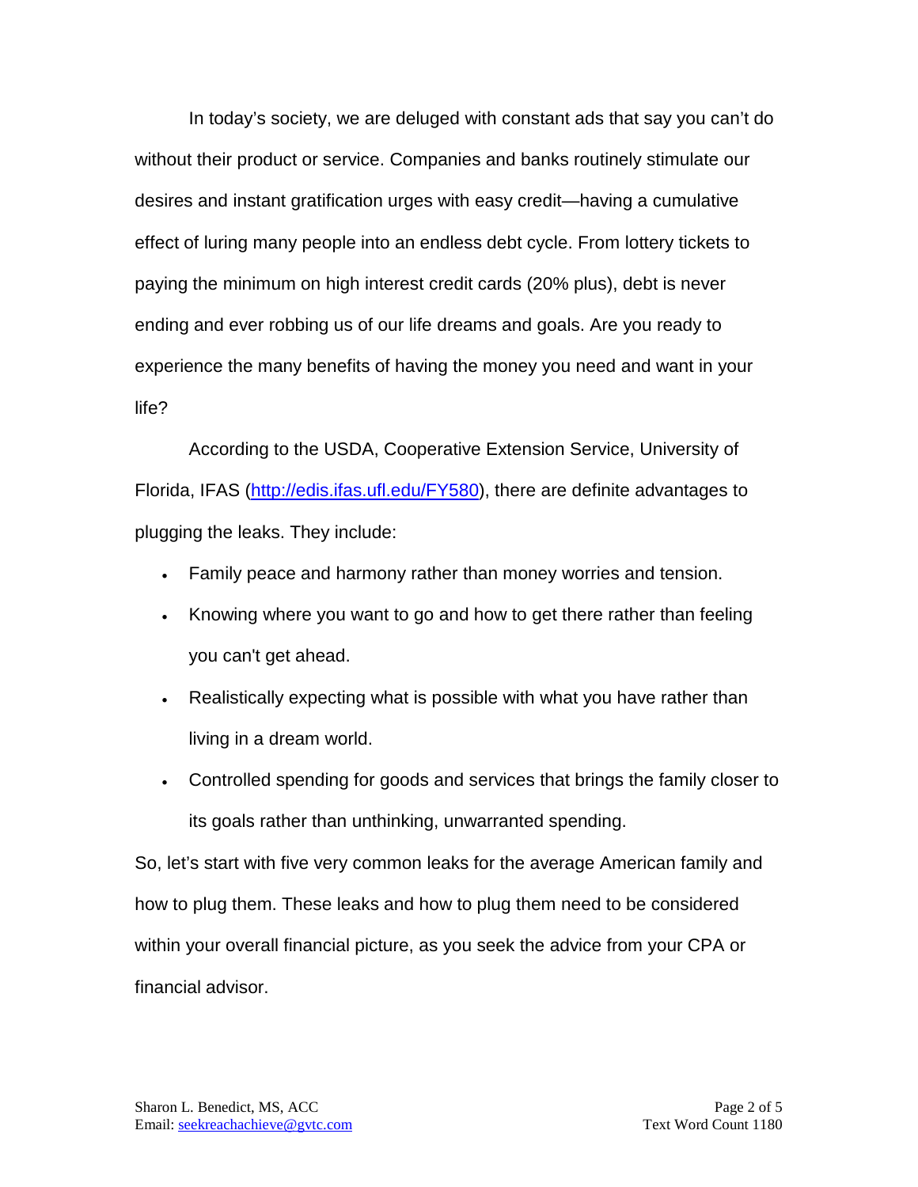In today's society, we are deluged with constant ads that say you can't do without their product or service. Companies and banks routinely stimulate our desires and instant gratification urges with easy credit—having a cumulative effect of luring many people into an endless debt cycle. From lottery tickets to paying the minimum on high interest credit cards (20% plus), debt is never ending and ever robbing us of our life dreams and goals. Are you ready to experience the many benefits of having the money you need and want in your life?

According to the USDA, Cooperative Extension Service, University of Florida, IFAS (http://edis.ifas.ufl.edu/FY580), there are definite advantages to plugging the leaks. They include:

- Family peace and harmony rather than money worries and tension.
- Knowing where you want to go and how to get there rather than feeling you can't get ahead.
- Realistically expecting what is possible with what you have rather than living in a dream world.
- Controlled spending for goods and services that brings the family closer to its goals rather than unthinking, unwarranted spending.

So, let's start with five very common leaks for the average American family and how to plug them. These leaks and how to plug them need to be considered within your overall financial picture, as you seek the advice from your CPA or financial advisor.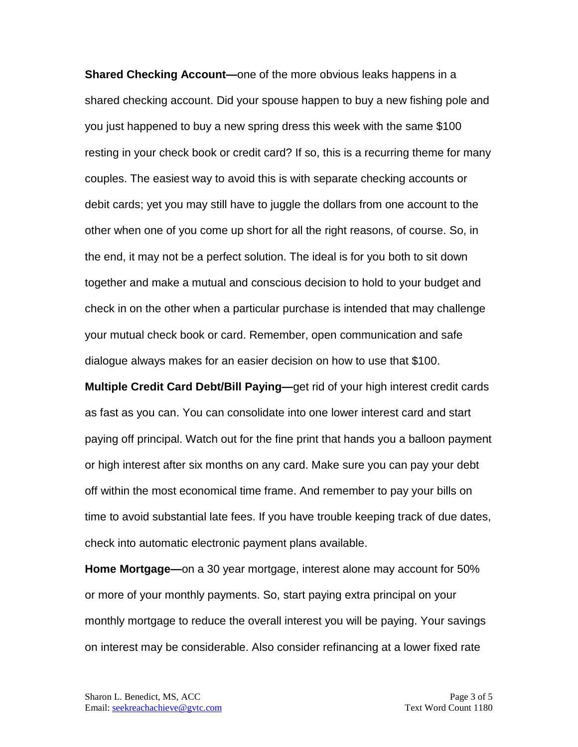**Shared Checking Account—**one of the more obvious leaks happens in a shared checking account. Did your spouse happen to buy a new fishing pole and you just happened to buy a new spring dress this week with the same $100 resting in your check book or credit card? If so, this is a recurring theme for many couples. The easiest way to avoid this is with separate checking accounts or debit cards; yet you may still have to juggle the dollars from one account to the other when one of you come up short for all the right reasons, of course. So, in the end, it may not be a perfect solution. The ideal is for you both to sit down together and make a mutual and conscious decision to hold to your budget and check in on the other when a particular purchase is intended that may challenge your mutual check book or card. Remember, open communication and safe dialogue always makes for an easier decision on how to use that $100.

**Multiple Credit Card Debt/Bill Paying—**get rid of your high interest credit cards as fast as you can. You can consolidate into one lower interest card and start paying off principal. Watch out for the fine print that hands you a balloon payment or high interest after six months on any card. Make sure you can pay your debt off within the most economical time frame. And remember to pay your bills on time to avoid substantial late fees. If you have trouble keeping track of due dates, check into automatic electronic payment plans available.

**Home Mortgage—**on a 30 year mortgage, interest alone may account for 50% or more of your monthly payments. So, start paying extra principal on your monthly mortgage to reduce the overall interest you will be paying. Your savings on interest may be considerable. Also consider refinancing at a lower fixed rate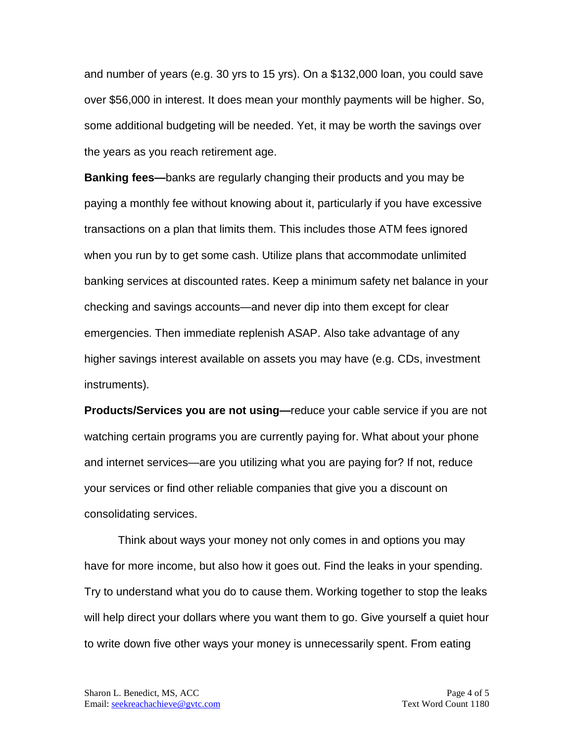and number of years (e.g. 30 yrs to 15 yrs). On a $132,000 loan, you could save over $56,000 in interest. It does mean your monthly payments will be higher. So, some additional budgeting will be needed. Yet, it may be worth the savings over the years as you reach retirement age.

**Banking fees—**banks are regularly changing their products and you may be paying a monthly fee without knowing about it, particularly if you have excessive transactions on a plan that limits them. This includes those ATM fees ignored when you run by to get some cash. Utilize plans that accommodate unlimited banking services at discounted rates. Keep a minimum safety net balance in your checking and savings accounts—and never dip into them except for clear emergencies. Then immediate replenish ASAP. Also take advantage of any higher savings interest available on assets you may have (e.g. CDs, investment instruments).

**Products/Services you are not using—**reduce your cable service if you are not watching certain programs you are currently paying for. What about your phone and internet services—are you utilizing what you are paying for? If not, reduce your services or find other reliable companies that give you a discount on consolidating services.

Think about ways your money not only comes in and options you may have for more income, but also how it goes out. Find the leaks in your spending. Try to understand what you do to cause them. Working together to stop the leaks will help direct your dollars where you want them to go. Give yourself a quiet hour to write down five other ways your money is unnecessarily spent. From eating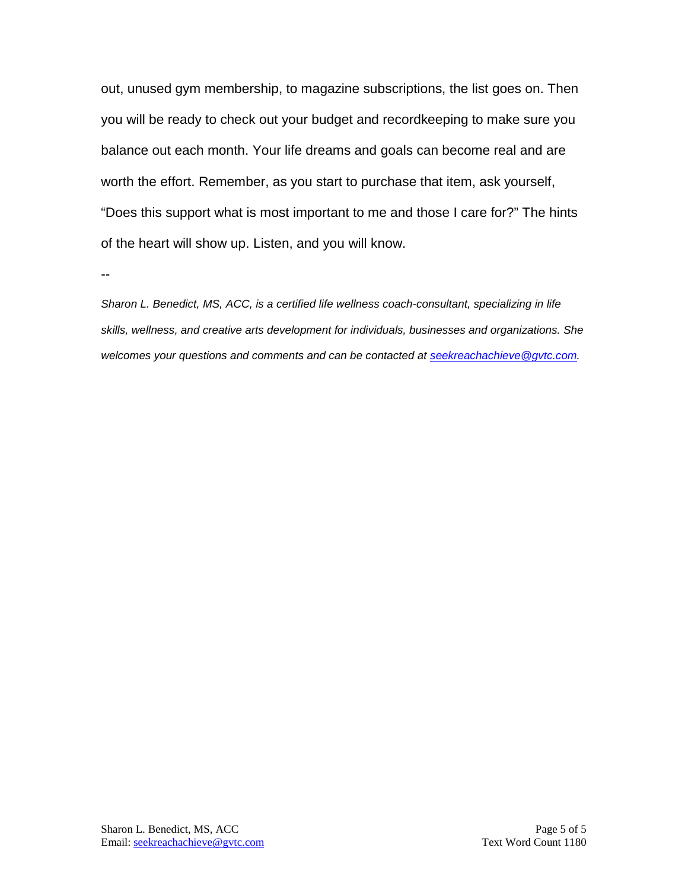out, unused gym membership, to magazine subscriptions, the list goes on. Then you will be ready to check out your budget and recordkeeping to make sure you balance out each month. Your life dreams and goals can become real and are worth the effort. Remember, as you start to purchase that item, ask yourself, "Does this support what is most important to me and those I care for?" The hints of the heart will show up. Listen, and you will know.

--

*Sharon L. Benedict, MS, ACC, is a certified life wellness coach-consultant, specializing in life skills, wellness, and creative arts development for individuals, businesses and organizations. She welcomes your questions and comments and can be contacted at seekreachachieve@gvtc.com.*